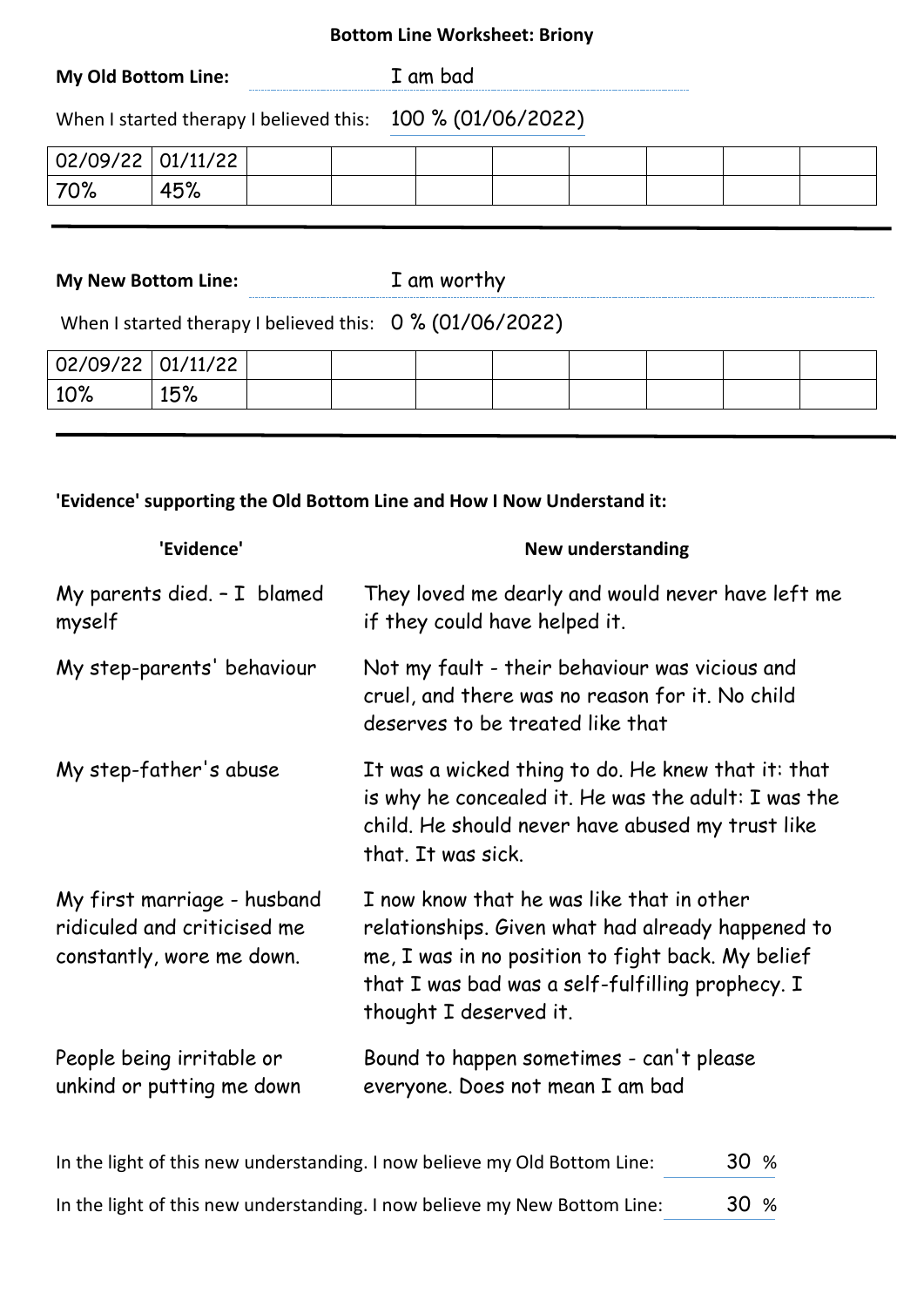# Bottom Line Worksheet: Briony

**My Old Bottom Line:** I am bad

When I started therapy I believed this: 100 % (01/06/2022)

| 02/09/22 | 01/11/22 | | | | | | | | |
|---|---|---|---|---|---|---|---|---|---|
| 70% | 45% | | | | | | | | |

---

**My New Bottom Line:** I am worthy

When I started therapy I believed this: 0 % (01/06/2022)

| 02/09/22 | 01/11/22 | | | | | | | | |
|---|---|---|---|---|---|---|---|---|---|
| 10% | 15% | | | | | | | | |

---

**'Evidence' supporting the Old Bottom Line and How I Now Understand it:**

| 'Evidence' | New understanding |
|---|---|
| My parents died. – I blamed myself | They loved me dearly and would never have left me if they could have helped it. |
| My step-parents' behaviour | Not my fault - their behaviour was vicious and cruel, and there was no reason for it. No child deserves to be treated like that |
| My step-father's abuse | It was a wicked thing to do. He knew that it: that is why he concealed it. He was the adult: I was the child. He should never have abused my trust like that. It was sick. |
| My first marriage - husband ridiculed and criticised me constantly, wore me down. | I now know that he was like that in other relationships. Given what had already happened to me, I was in no position to fight back. My belief that I was bad was a self-fulfilling prophecy. I thought I deserved it. |
| People being irritable or unkind or putting me down | Bound to happen sometimes - can't please everyone. Does not mean I am bad |

In the light of this new understanding. I now believe my Old Bottom Line: 30 %

In the light of this new understanding. I now believe my New Bottom Line: 30 %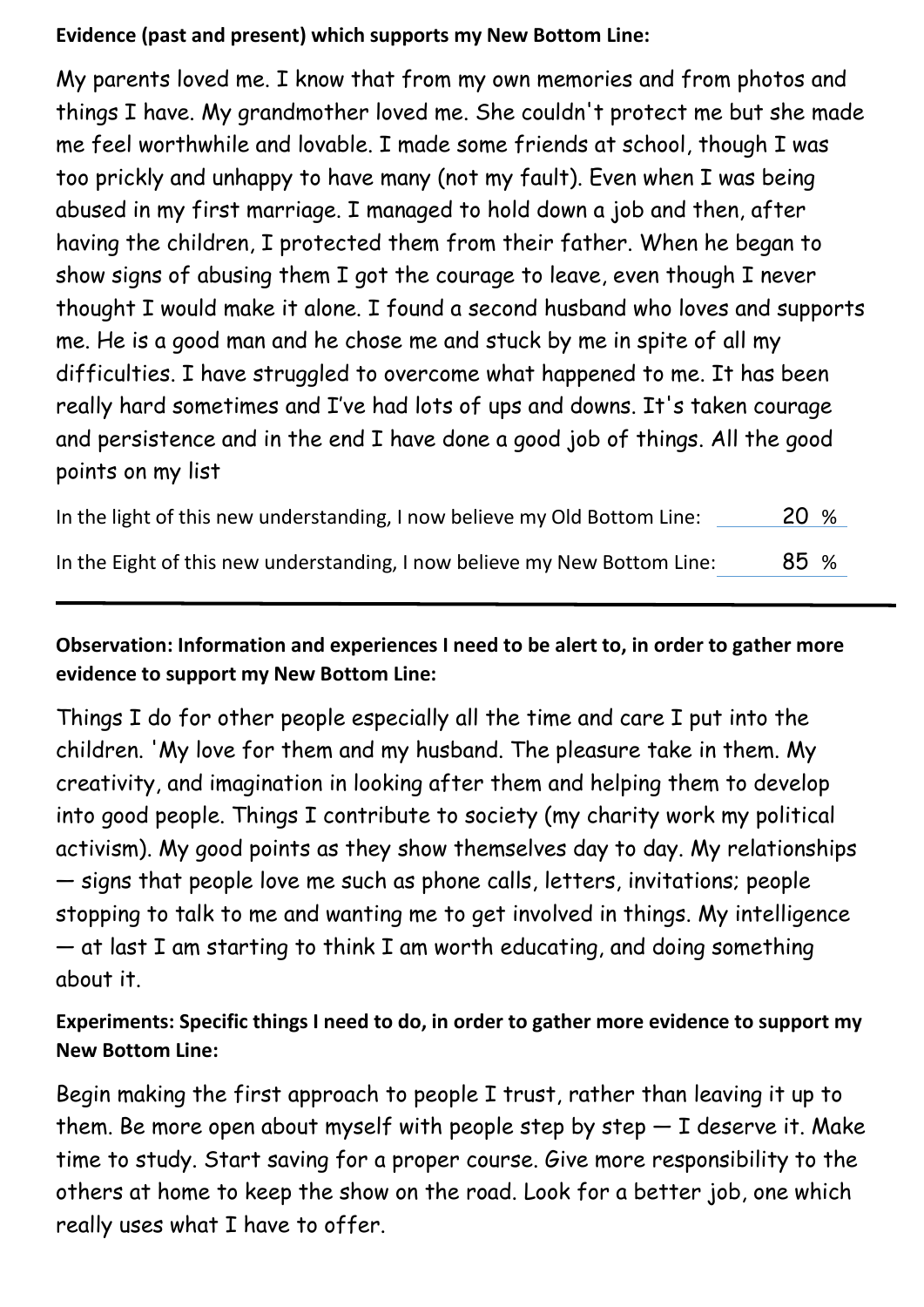**Evidence (past and present) which supports my New Bottom Line:**

My parents loved me. I know that from my own memories and from photos and things I have. My grandmother loved me. She couldn't protect me but she made me feel worthwhile and lovable. I made some friends at school, though I was too prickly and unhappy to have many (not my fault). Even when I was being abused in my first marriage. I managed to hold down a job and then, after having the children, I protected them from their father. When he began to show signs of abusing them I got the courage to leave, even though I never thought I would make it alone. I found a second husband who loves and supports me. He is a good man and he chose me and stuck by me in spite of all my difficulties. I have struggled to overcome what happened to me. It has been really hard sometimes and I've had lots of ups and downs. It's taken courage and persistence and in the end I have done a good job of things. All the good points on my list

In the light of this new understanding, I now believe my Old Bottom Line: 20 %

In the Eight of this new understanding, I now believe my New Bottom Line: 85 %

---

**Observation: Information and experiences I need to be alert to, in order to gather more evidence to support my New Bottom Line:**

Things I do for other people especially all the time and care I put into the children. 'My love for them and my husband. The pleasure take in them. My creativity, and imagination in looking after them and helping them to develop into good people. Things I contribute to society (my charity work my political activism). My good points as they show themselves day to day. My relationships — signs that people love me such as phone calls, letters, invitations; people stopping to talk to me and wanting me to get involved in things. My intelligence — at last I am starting to think I am worth educating, and doing something about it.

**Experiments: Specific things I need to do, in order to gather more evidence to support my New Bottom Line:**

Begin making the first approach to people I trust, rather than leaving it up to them. Be more open about myself with people step by step — I deserve it. Make time to study. Start saving for a proper course. Give more responsibility to the others at home to keep the show on the road. Look for a better job, one which really uses what I have to offer.